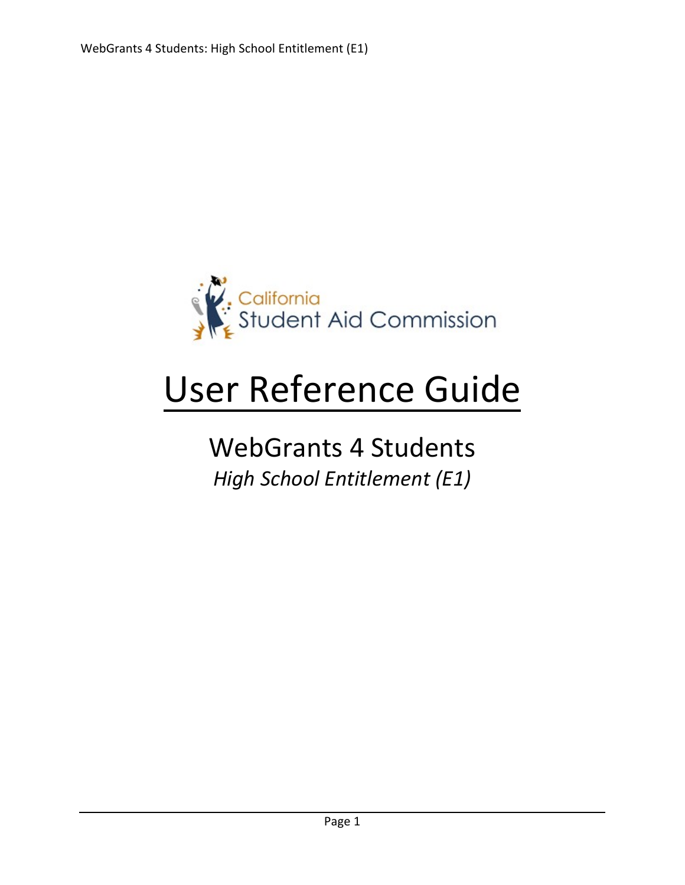California Student Aid Commission

# User Reference Guide

## WebGrants 4 Students

*High School Entitlement (E1)*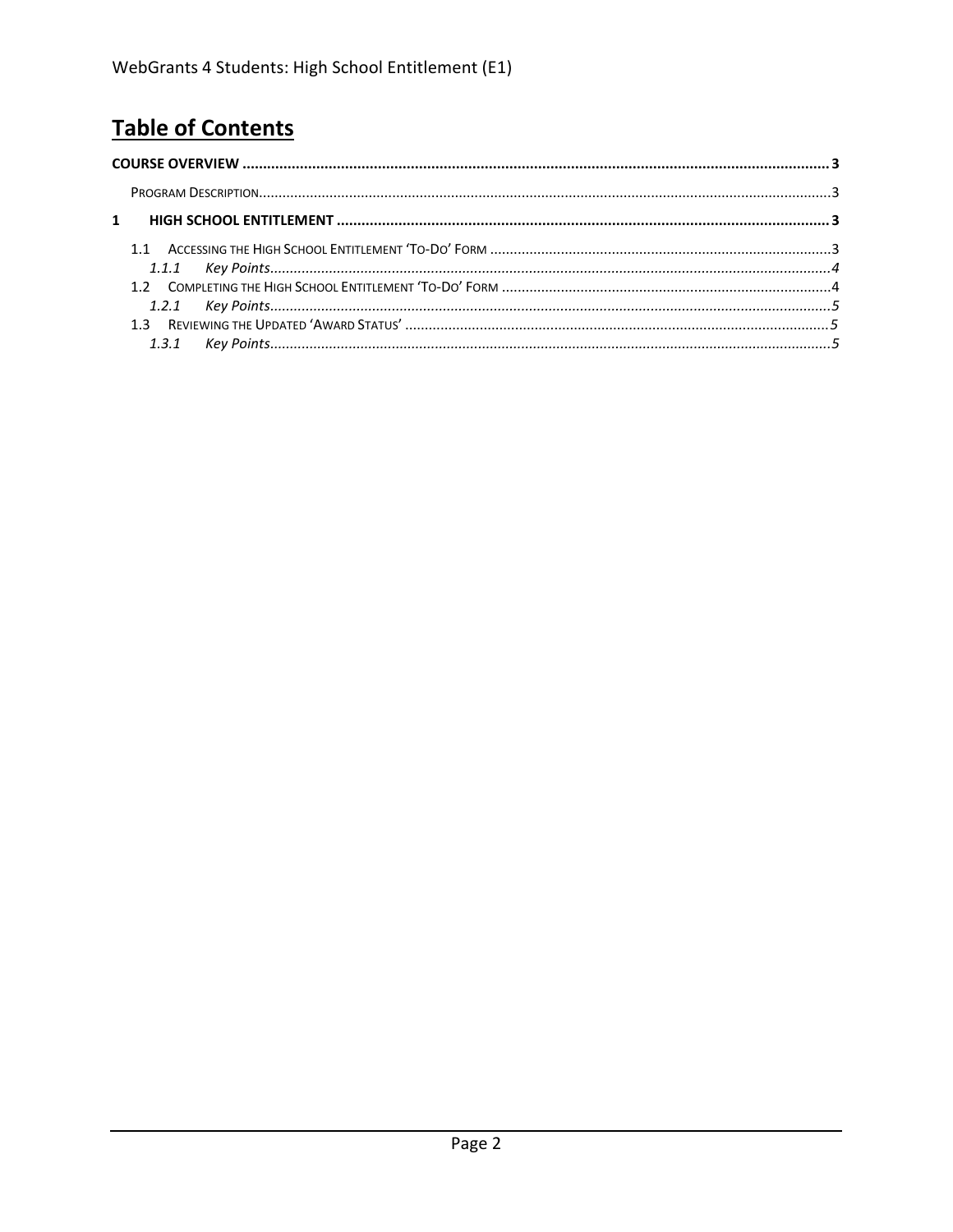# Table of Contents

**COURSE OVERVIEW** ..... 3

Program Description ..... 3

**1 HIGH SCHOOL ENTITLEMENT** ..... 3

1.1 Accessing the High School Entitlement 'To-Do' Form ..... 3

*1.1.1 Key Points* ..... 4

1.2 Completing the High School Entitlement 'To-Do' Form ..... 4

*1.2.1 Key Points* ..... 5

1.3 Reviewing the Updated 'Award Status' ..... 5

*1.3.1 Key Points* ..... 5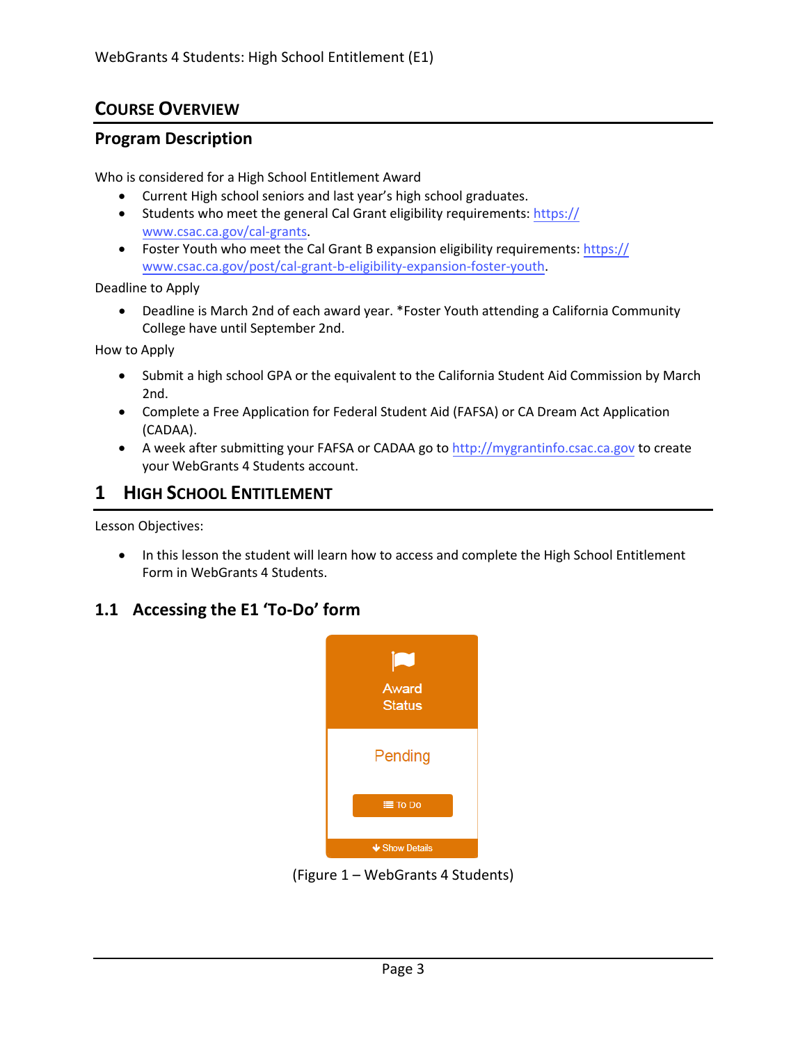## Course Overview

### Program Description

Who is considered for a High School Entitlement Award

- Current High school seniors and last year's high school graduates.
- Students who meet the general Cal Grant eligibility requirements: https://www.csac.ca.gov/cal-grants.
- Foster Youth who meet the Cal Grant B expansion eligibility requirements: https://www.csac.ca.gov/post/cal-grant-b-eligibility-expansion-foster-youth.

Deadline to Apply

- Deadline is March 2nd of each award year. *Foster Youth attending a California Community College have until September 2nd.

How to Apply

- Submit a high school GPA or the equivalent to the California Student Aid Commission by March 2nd.
- Complete a Free Application for Federal Student Aid (FAFSA) or CA Dream Act Application (CADAA).
- A week after submitting your FAFSA or CADAA go to http://mygrantinfo.csac.ca.gov to create your WebGrants 4 Students account.

## 1 High School Entitlement

Lesson Objectives:

- In this lesson the student will learn how to access and complete the High School Entitlement Form in WebGrants 4 Students.

### 1.1 Accessing the E1 'To-Do' form

Award Status

Pending

To Do

Show Details

(Figure 1 – WebGrants 4 Students)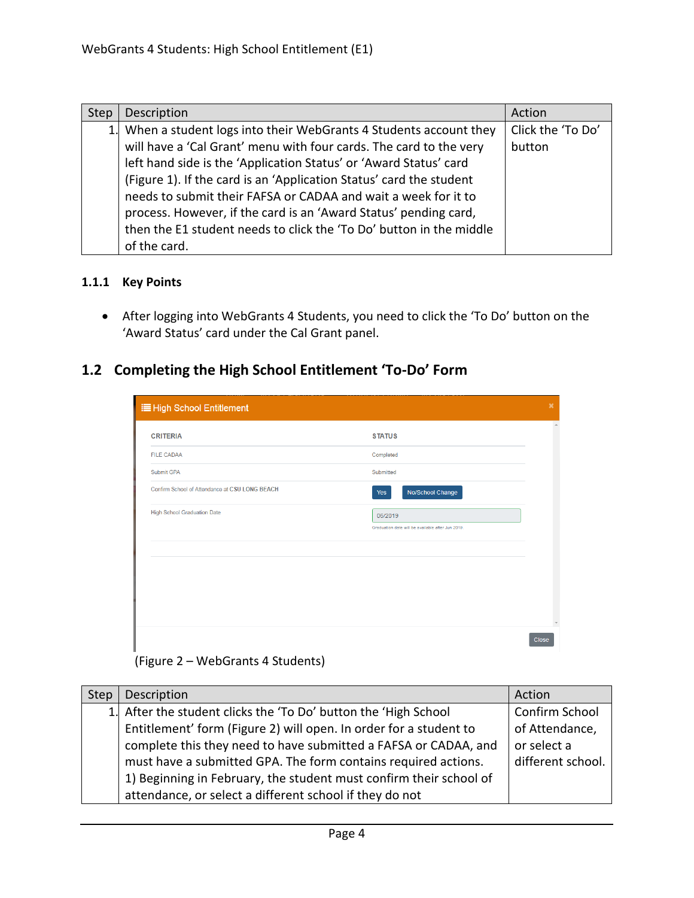| Step | Description | Action |
|---|---|---|
| 1. | When a student logs into their WebGrants 4 Students account they will have a 'Cal Grant' menu with four cards. The card to the very left hand side is the 'Application Status' or 'Award Status' card (Figure 1). If the card is an 'Application Status' card the student needs to submit their FAFSA or CADAA and wait a week for it to process. However, if the card is an 'Award Status' pending card, then the E1 student needs to click the 'To Do' button in the middle of the card. | Click the 'To Do' button |

### 1.1.1 Key Points

- After logging into WebGrants 4 Students, you need to click the 'To Do' button on the 'Award Status' card under the Cal Grant panel.

## 1.2 Completing the High School Entitlement 'To-Do' Form

(Figure 2 – WebGrants 4 Students)

| Step | Description | Action |
|---|---|---|
| 1. | After the student clicks the 'To Do' button the 'High School Entitlement' form (Figure 2) will open. In order for a student to complete this they need to have submitted a FAFSA or CADAA, and must have a submitted GPA. The form contains required actions. 1) Beginning in February, the student must confirm their school of attendance, or select a different school if they do not | Confirm School of Attendance, or select a different school. |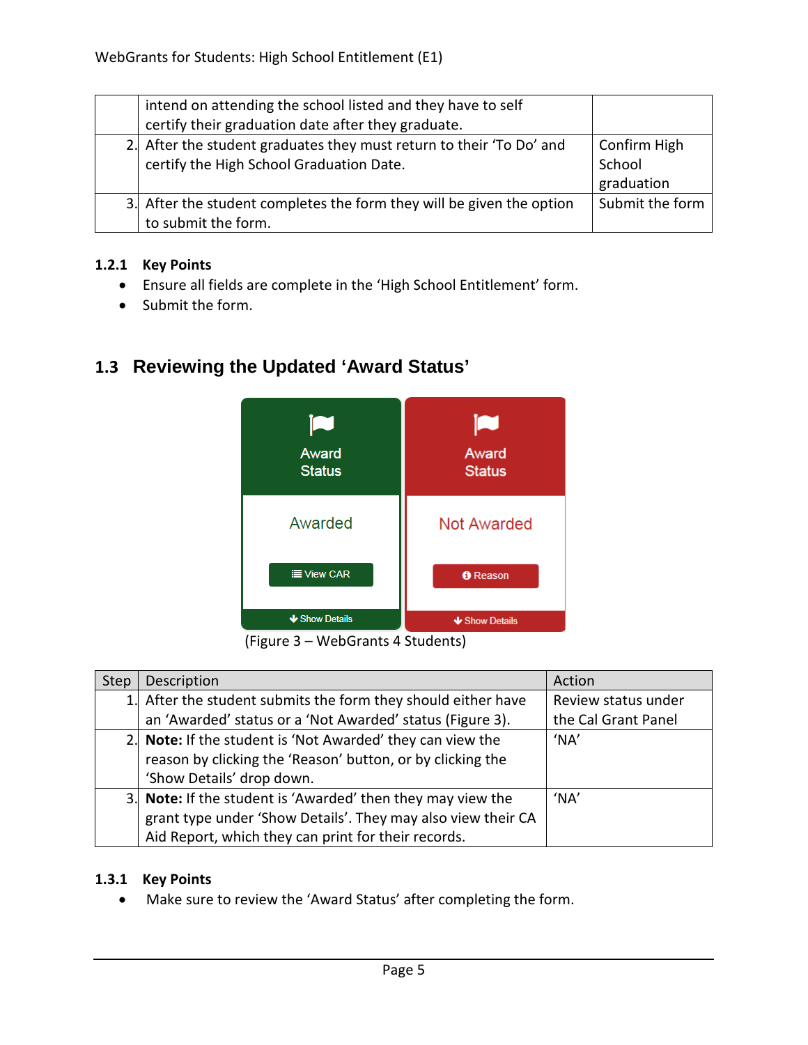| | | |
|---|---|---|
| | intend on attending the school listed and they have to self certify their graduation date after they graduate. | |
| 2. | After the student graduates they must return to their 'To Do' and certify the High School Graduation Date. | Confirm High School graduation |
| 3. | After the student completes the form they will be given the option to submit the form. | Submit the form |

### 1.2.1 Key Points

- Ensure all fields are complete in the 'High School Entitlement' form.
- Submit the form.

## 1.3 Reviewing the Updated 'Award Status'

Award Status
Awarded
View CAR
Show Details

Award Status
Not Awarded
Reason
Show Details

(Figure 3 – WebGrants 4 Students)

| Step | Description | Action |
|---|---|---|
| 1. | After the student submits the form they should either have an 'Awarded' status or a 'Not Awarded' status (Figure 3). | Review status under the Cal Grant Panel |
| 2. | **Note:** If the student is 'Not Awarded' they can view the reason by clicking the 'Reason' button, or by clicking the 'Show Details' drop down. | 'NA' |
| 3. | **Note:** If the student is 'Awarded' then they may view the grant type under 'Show Details'. They may also view their CA Aid Report, which they can print for their records. | 'NA' |

### 1.3.1 Key Points

- Make sure to review the 'Award Status' after completing the form.